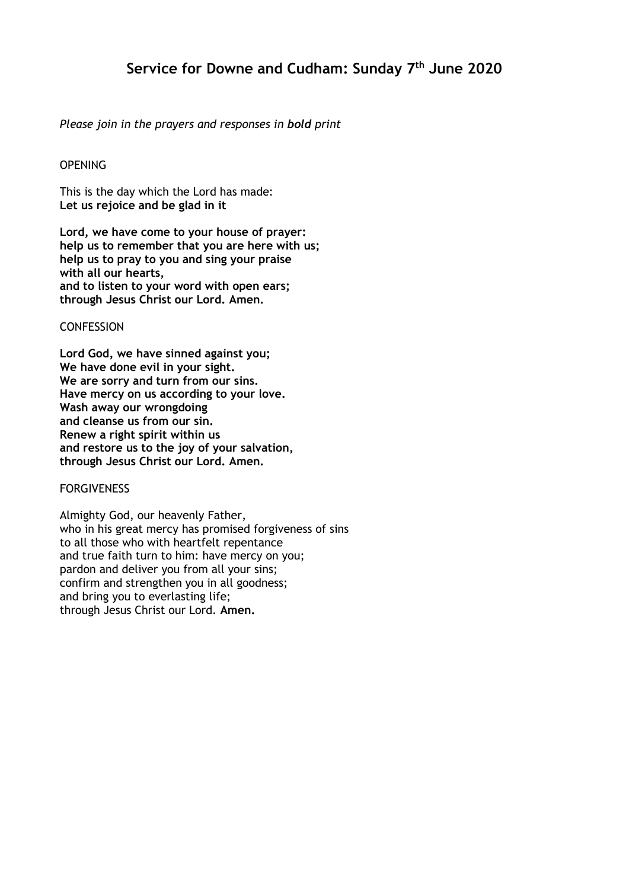# Service for Downe and Cudham: Sunday 7th June 2020

*Please join in the prayers and responses in **bold** print*

OPENING

This is the day which the Lord has made:
**Let us rejoice and be glad in it**

**Lord, we have come to your house of prayer:**
**help us to remember that you are here with us;**
**help us to pray to you and sing your praise**
**with all our hearts,**
**and to listen to your word with open ears;**
**through Jesus Christ our Lord. Amen.**

CONFESSION

**Lord God, we have sinned against you;**
**We have done evil in your sight.**
**We are sorry and turn from our sins.**
**Have mercy on us according to your love.**
**Wash away our wrongdoing**
**and cleanse us from our sin.**
**Renew a right spirit within us**
**and restore us to the joy of your salvation,**
**through Jesus Christ our Lord. Amen.**

FORGIVENESS

Almighty God, our heavenly Father,
who in his great mercy has promised forgiveness of sins
to all those who with heartfelt repentance
and true faith turn to him: have mercy on you;
pardon and deliver you from all your sins;
confirm and strengthen you in all goodness;
and bring you to everlasting life;
through Jesus Christ our Lord. **Amen.**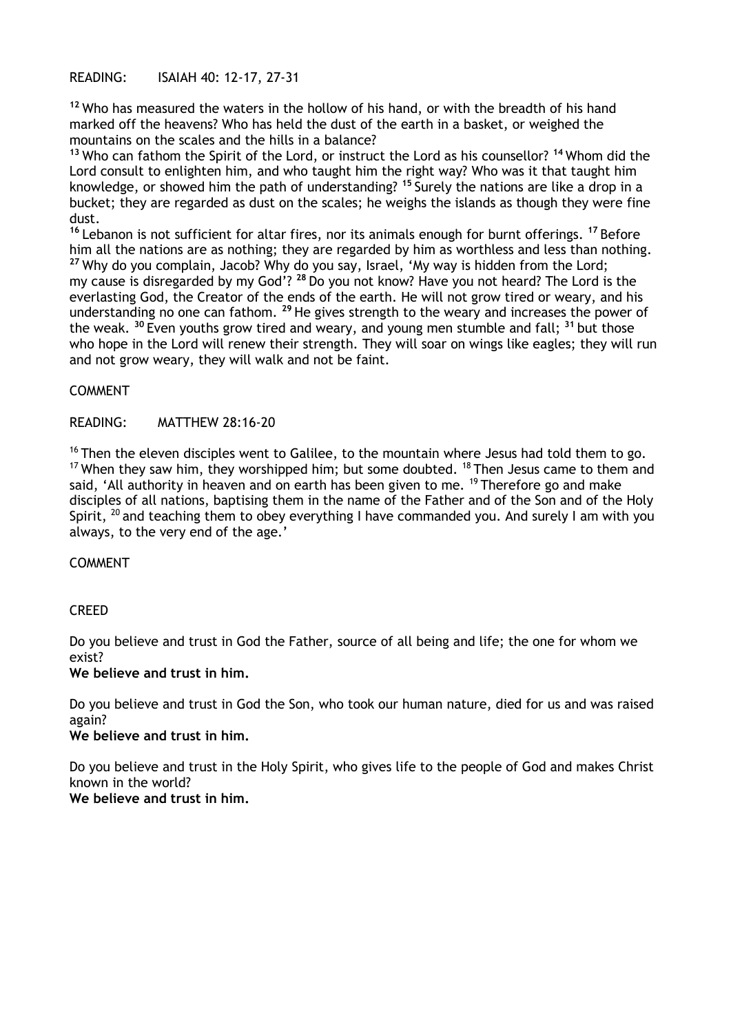READING: ISAIAH 40: 12-17, 27-31

[12] Who has measured the waters in the hollow of his hand, or with the breadth of his hand marked off the heavens? Who has held the dust of the earth in a basket, or weighed the mountains on the scales and the hills in a balance?
[13] Who can fathom the Spirit of the Lord, or instruct the Lord as his counsellor? [14] Whom did the Lord consult to enlighten him, and who taught him the right way? Who was it that taught him knowledge, or showed him the path of understanding? [15] Surely the nations are like a drop in a bucket; they are regarded as dust on the scales; he weighs the islands as though they were fine dust.
[16] Lebanon is not sufficient for altar fires, nor its animals enough for burnt offerings. [17] Before him all the nations are as nothing; they are regarded by him as worthless and less than nothing.
[27] Why do you complain, Jacob? Why do you say, Israel, 'My way is hidden from the Lord; my cause is disregarded by my God'? [28] Do you not know? Have you not heard? The Lord is the everlasting God, the Creator of the ends of the earth. He will not grow tired or weary, and his understanding no one can fathom. [29] He gives strength to the weary and increases the power of the weak. [30] Even youths grow tired and weary, and young men stumble and fall; [31] but those who hope in the Lord will renew their strength. They will soar on wings like eagles; they will run and not grow weary, they will walk and not be faint.

COMMENT

READING: MATTHEW 28:16-20

[16] Then the eleven disciples went to Galilee, to the mountain where Jesus had told them to go. [17] When they saw him, they worshipped him; but some doubted. [18] Then Jesus came to them and said, 'All authority in heaven and on earth has been given to me. [19] Therefore go and make disciples of all nations, baptising them in the name of the Father and of the Son and of the Holy Spirit, [20] and teaching them to obey everything I have commanded you. And surely I am with you always, to the very end of the age.'

COMMENT

CREED

Do you believe and trust in God the Father, source of all being and life; the one for whom we exist?
**We believe and trust in him.**

Do you believe and trust in God the Son, who took our human nature, died for us and was raised again?
**We believe and trust in him.**

Do you believe and trust in the Holy Spirit, who gives life to the people of God and makes Christ known in the world?
**We believe and trust in him.**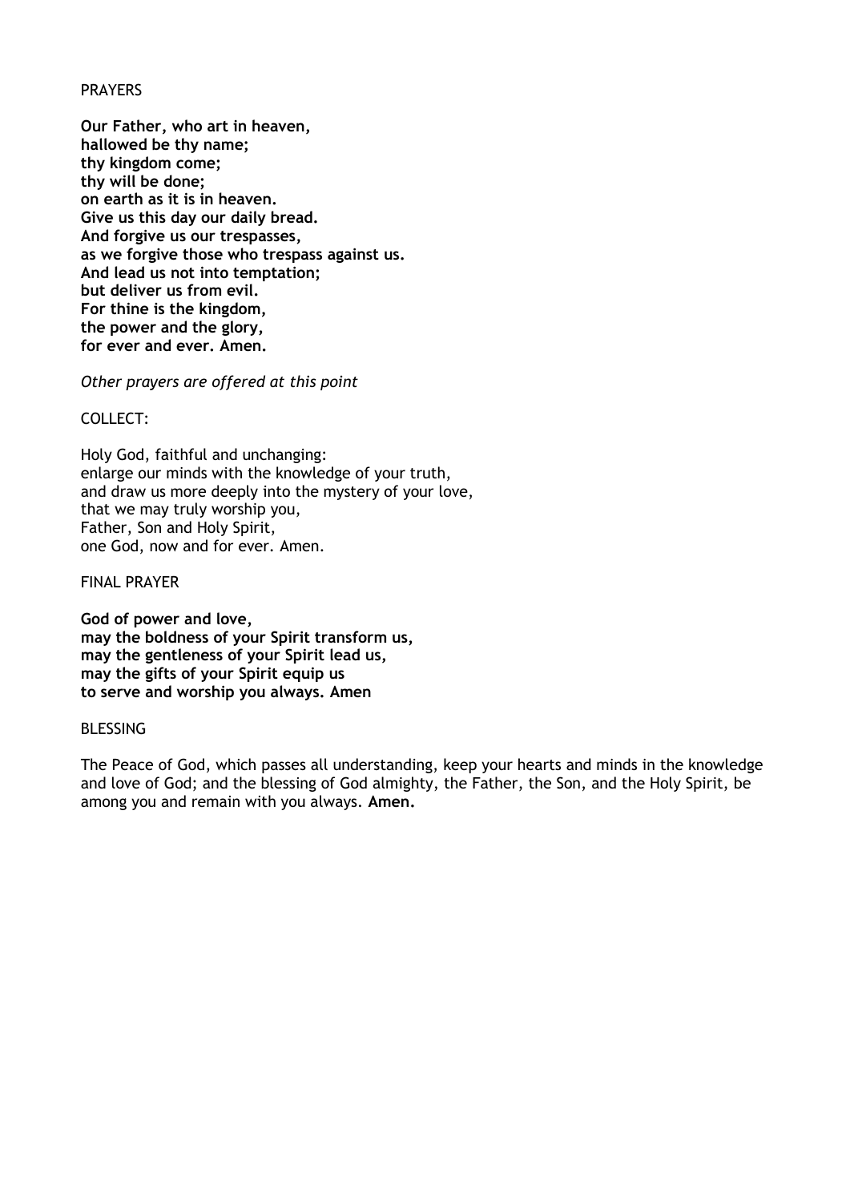PRAYERS

**Our Father, who art in heaven,**
**hallowed be thy name;**
**thy kingdom come;**
**thy will be done;**
**on earth as it is in heaven.**
**Give us this day our daily bread.**
**And forgive us our trespasses,**
**as we forgive those who trespass against us.**
**And lead us not into temptation;**
**but deliver us from evil.**
**For thine is the kingdom,**
**the power and the glory,**
**for ever and ever. Amen.**

*Other prayers are offered at this point*

COLLECT:

Holy God, faithful and unchanging:
enlarge our minds with the knowledge of your truth,
and draw us more deeply into the mystery of your love,
that we may truly worship you,
Father, Son and Holy Spirit,
one God, now and for ever. Amen.

FINAL PRAYER

**God of power and love,**
**may the boldness of your Spirit transform us,**
**may the gentleness of your Spirit lead us,**
**may the gifts of your Spirit equip us**
**to serve and worship you always. Amen**

BLESSING

The Peace of God, which passes all understanding, keep your hearts and minds in the knowledge and love of God; and the blessing of God almighty, the Father, the Son, and the Holy Spirit, be among you and remain with you always. **Amen.**